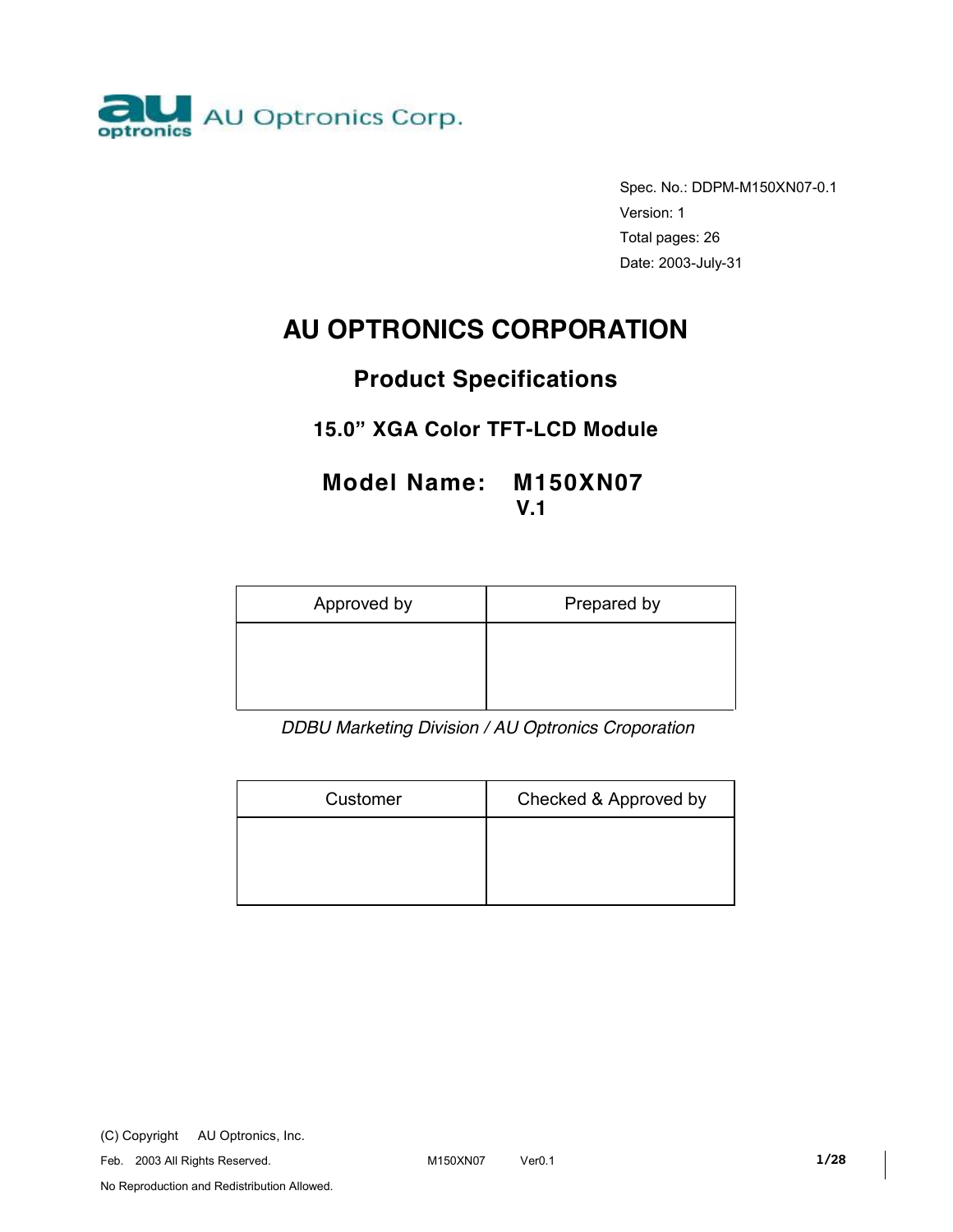AU Optronics Corp.

Spec. No.: DDPM-M150XN07-0.1
Version: 1
Total pages: 26
Date: 2003-July-31

# AU OPTRONICS CORPORATION

## Product Specifications

### 15.0" XGA Color TFT-LCD Module

### Model Name: M150XN07 V.1

| Approved by | Prepared by |
| --- | --- |
| | |

*DDBU Marketing Division / AU Optronics Croporation*

| Customer | Checked & Approved by |
| --- | --- |
| | |

(C) Copyright AU Optronics, Inc.
Feb. 2003 All Rights Reserved.
No Reproduction and Redistribution Allowed.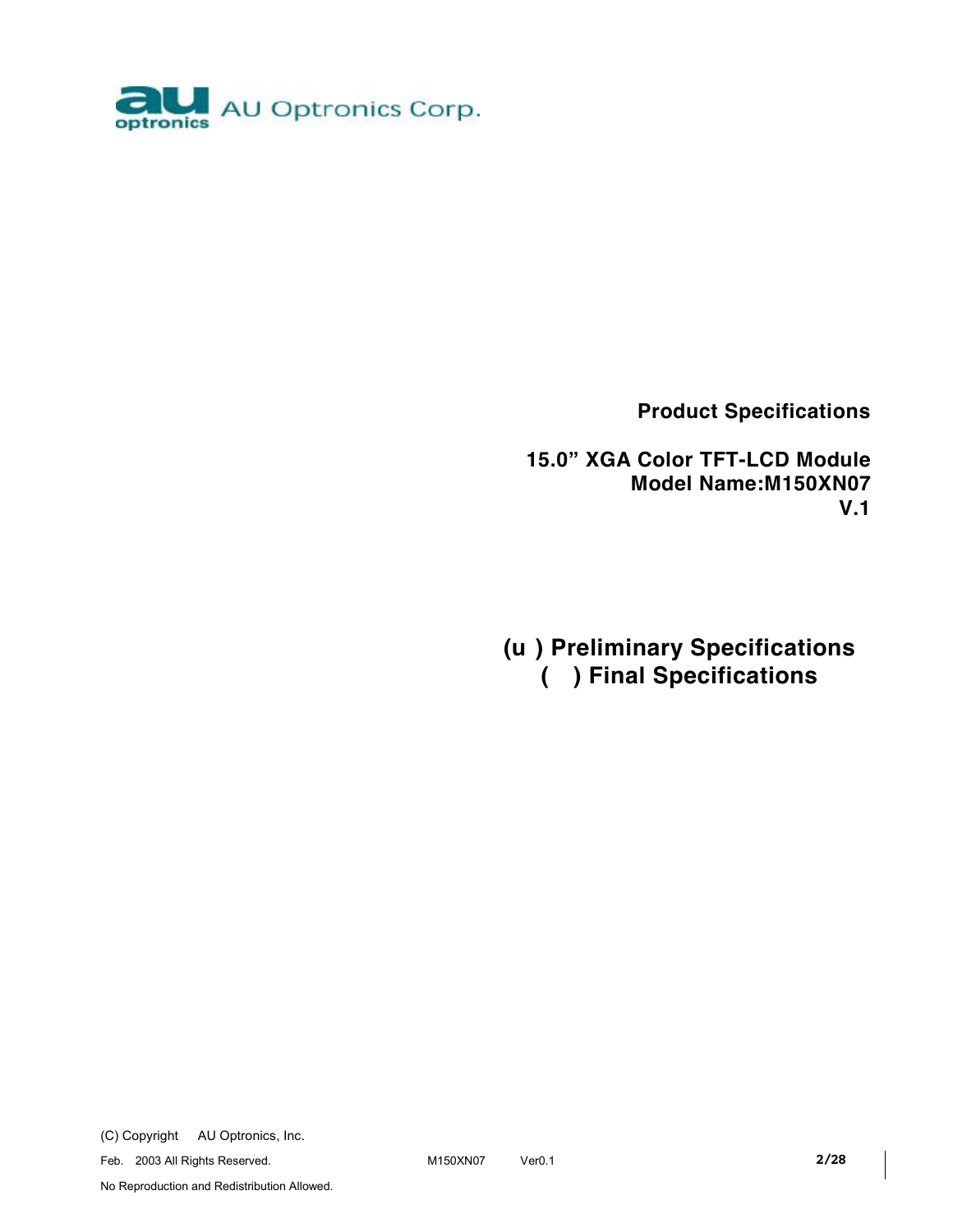AU Optronics Corp.

**Product Specifications**

**15.0" XGA Color TFT-LCD Module**
**Model Name:M150XN07**
**V.1**

**(u ) Preliminary Specifications**
**( ) Final Specifications**

(C) Copyright AU Optronics, Inc.
Feb. 2003 All Rights Reserved.
No Reproduction and Redistribution Allowed.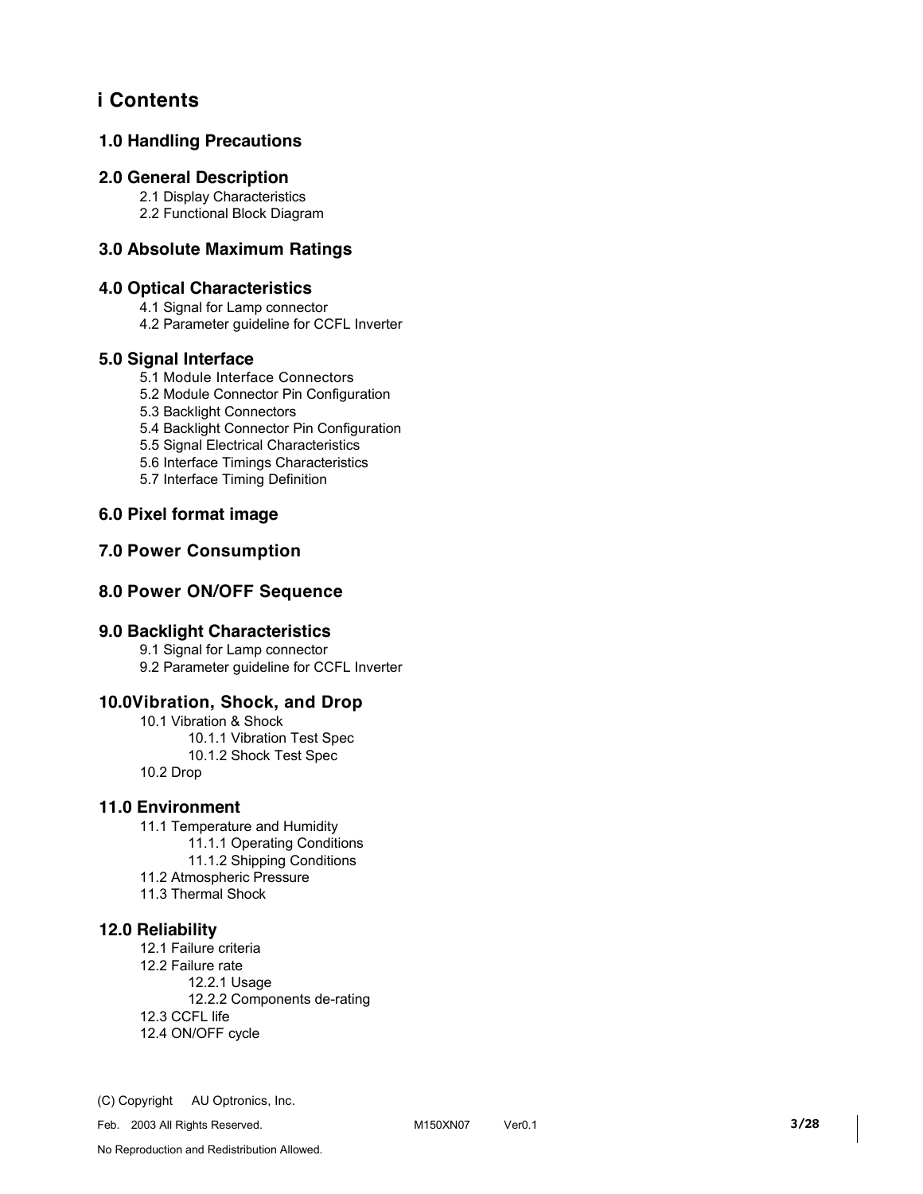# i Contents

## 1.0 Handling Precautions

## 2.0 General Description

2.1 Display Characteristics
2.2 Functional Block Diagram

## 3.0 Absolute Maximum Ratings

## 4.0 Optical Characteristics

4.1 Signal for Lamp connector
4.2 Parameter guideline for CCFL Inverter

## 5.0 Signal Interface

5.1 Module Interface Connectors
5.2 Module Connector Pin Configuration
5.3 Backlight Connectors
5.4 Backlight Connector Pin Configuration
5.5 Signal Electrical Characteristics
5.6 Interface Timings Characteristics
5.7 Interface Timing Definition

## 6.0 Pixel format image

## 7.0 Power Consumption

## 8.0 Power ON/OFF Sequence

## 9.0 Backlight Characteristics

9.1 Signal for Lamp connector
9.2 Parameter guideline for CCFL Inverter

## 10.0Vibration, Shock, and Drop

10.1 Vibration & Shock
- 10.1.1 Vibration Test Spec
- 10.1.2 Shock Test Spec

10.2 Drop

## 11.0 Environment

11.1 Temperature and Humidity
- 11.1.1 Operating Conditions
- 11.1.2 Shipping Conditions

11.2 Atmospheric Pressure
11.3 Thermal Shock

## 12.0 Reliability

12.1 Failure criteria
12.2 Failure rate
- 12.2.1 Usage
- 12.2.2 Components de-rating

12.3 CCFL life
12.4 ON/OFF cycle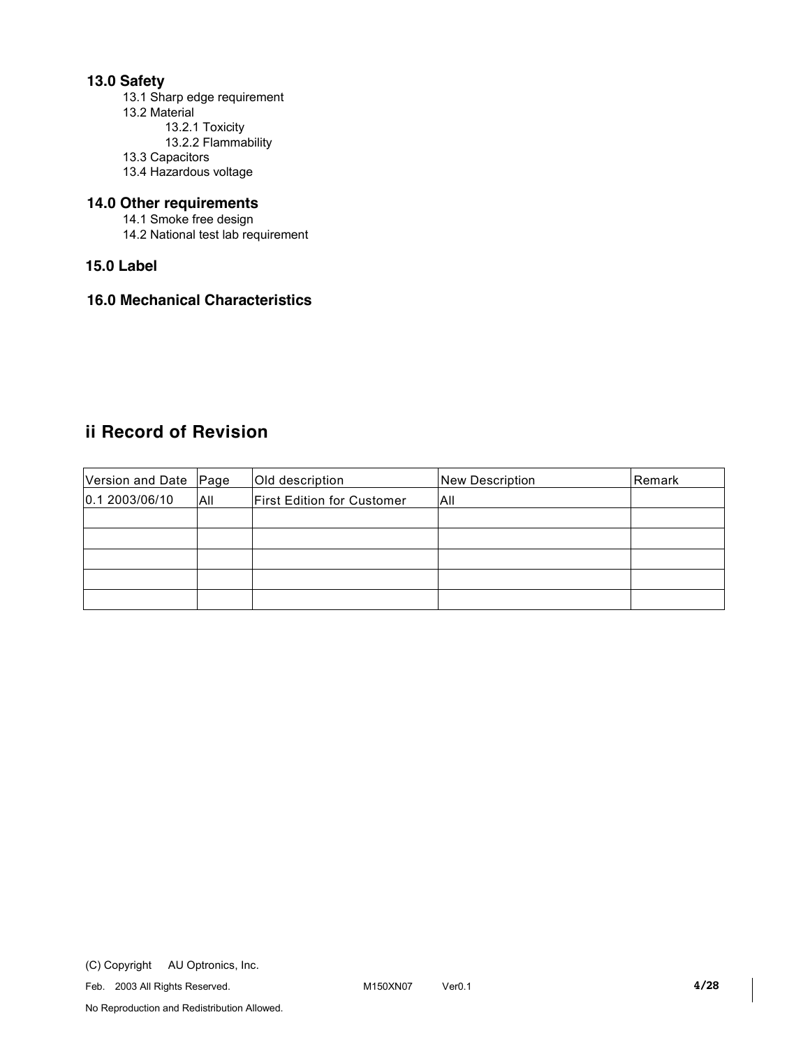## 13.0 Safety

13.1 Sharp edge requirement

13.2 Material

13.2.1 Toxicity

13.2.2 Flammability

13.3 Capacitors

13.4 Hazardous voltage

## 14.0 Other requirements

14.1 Smoke free design

14.2 National test lab requirement

## 15.0 Label

## 16.0 Mechanical Characteristics

# ii Record of Revision

| Version and Date | Page | Old description | New Description | Remark |
| --- | --- | --- | --- | --- |
| 0.1 2003/06/10 | All | First Edition for Customer | All | |
| | | | | |
| | | | | |
| | | | | |
| | | | | |
| | | | | |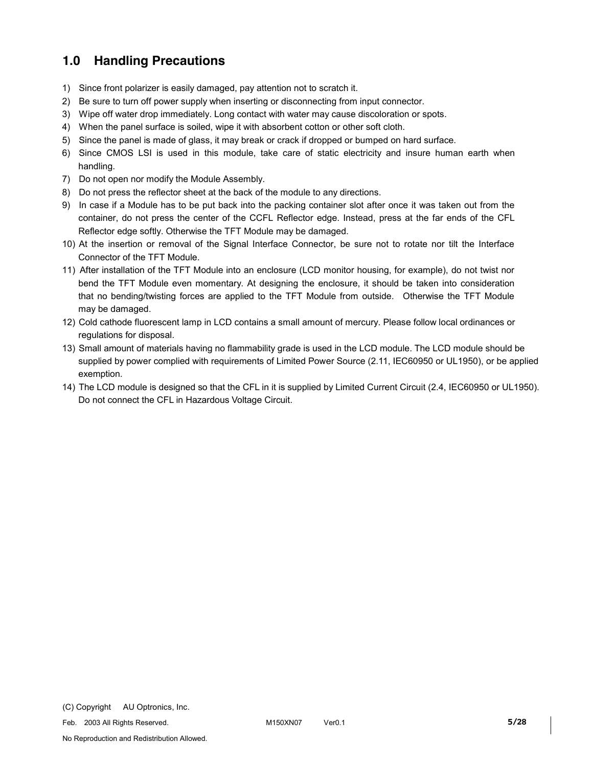## 1.0 Handling Precautions

1) Since front polarizer is easily damaged, pay attention not to scratch it.
2) Be sure to turn off power supply when inserting or disconnecting from input connector.
3) Wipe off water drop immediately. Long contact with water may cause discoloration or spots.
4) When the panel surface is soiled, wipe it with absorbent cotton or other soft cloth.
5) Since the panel is made of glass, it may break or crack if dropped or bumped on hard surface.
6) Since CMOS LSI is used in this module, take care of static electricity and insure human earth when handling.
7) Do not open nor modify the Module Assembly.
8) Do not press the reflector sheet at the back of the module to any directions.
9) In case if a Module has to be put back into the packing container slot after once it was taken out from the container, do not press the center of the CCFL Reflector edge. Instead, press at the far ends of the CFL Reflector edge softly. Otherwise the TFT Module may be damaged.
10) At the insertion or removal of the Signal Interface Connector, be sure not to rotate nor tilt the Interface Connector of the TFT Module.
11) After installation of the TFT Module into an enclosure (LCD monitor housing, for example), do not twist nor bend the TFT Module even momentary. At designing the enclosure, it should be taken into consideration that no bending/twisting forces are applied to the TFT Module from outside. Otherwise the TFT Module may be damaged.
12) Cold cathode fluorescent lamp in LCD contains a small amount of mercury. Please follow local ordinances or regulations for disposal.
13) Small amount of materials having no flammability grade is used in the LCD module. The LCD module should be supplied by power complied with requirements of Limited Power Source (2.11, IEC60950 or UL1950), or be applied exemption.
14) The LCD module is designed so that the CFL in it is supplied by Limited Current Circuit (2.4, IEC60950 or UL1950). Do not connect the CFL in Hazardous Voltage Circuit.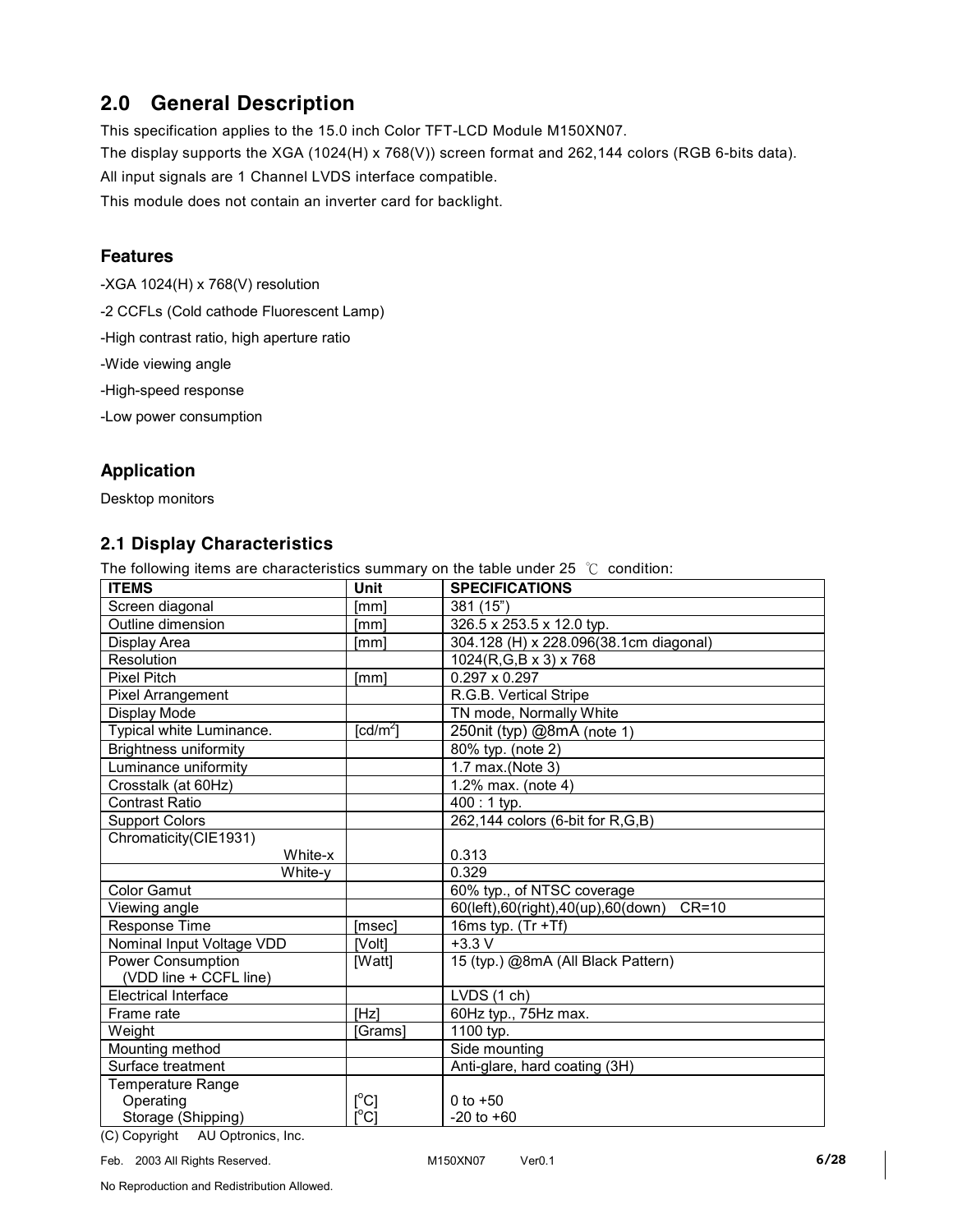## 2.0 General Description

This specification applies to the 15.0 inch Color TFT-LCD Module M150XN07.

The display supports the XGA (1024(H) x 768(V)) screen format and 262,144 colors (RGB 6-bits data).

All input signals are 1 Channel LVDS interface compatible.

This module does not contain an inverter card for backlight.

### Features

-XGA 1024(H) x 768(V) resolution

-2 CCFLs (Cold cathode Fluorescent Lamp)

-High contrast ratio, high aperture ratio

-Wide viewing angle

-High-speed response

-Low power consumption

### Application

Desktop monitors

### 2.1 Display Characteristics

The following items are characteristics summary on the table under 25 ℃ condition:

| ITEMS | Unit | SPECIFICATIONS |
|---|---|---|
| Screen diagonal | [mm] | 381 (15") |
| Outline dimension | [mm] | 326.5 x 253.5 x 12.0 typ. |
| Display Area | [mm] | 304.128 (H) x 228.096(38.1cm diagonal) |
| Resolution | | 1024(R,G,B x 3) x 768 |
| Pixel Pitch | [mm] | 0.297 x 0.297 |
| Pixel Arrangement | | R.G.B. Vertical Stripe |
| Display Mode | | TN mode, Normally White |
| Typical white Luminance. | [cd/m$^2$] | 250nit (typ) @8mA (note 1) |
| Brightness uniformity | | 80% typ. (note 2) |
| Luminance uniformity | | 1.7 max.(Note 3) |
| Crosstalk (at 60Hz) | | 1.2% max. (note 4) |
| Contrast Ratio | | 400 : 1 typ. |
| Support Colors | | 262,144 colors (6-bit for R,G,B) |
| Chromaticity(CIE1931) White-x | | 0.313 |
| White-y | | 0.329 |
| Color Gamut | | 60% typ., of NTSC coverage |
| Viewing angle | | 60(left),60(right),40(up),60(down) CR=10 |
| Response Time | [msec] | 16ms typ. (Tr +Tf) |
| Nominal Input Voltage VDD | [Volt] | +3.3 V |
| Power Consumption (VDD line + CCFL line) | [Watt] | 15 (typ.) @8mA (All Black Pattern) |
| Electrical Interface | | LVDS (1 ch) |
| Frame rate | [Hz] | 60Hz typ., 75Hz max. |
| Weight | [Grams] | 1100 typ. |
| Mounting method | | Side mounting |
| Surface treatment | | Anti-glare, hard coating (3H) |
| Temperature Range Operating | [°C] | 0 to +50 |
| Storage (Shipping) | [°C] | -20 to +60 |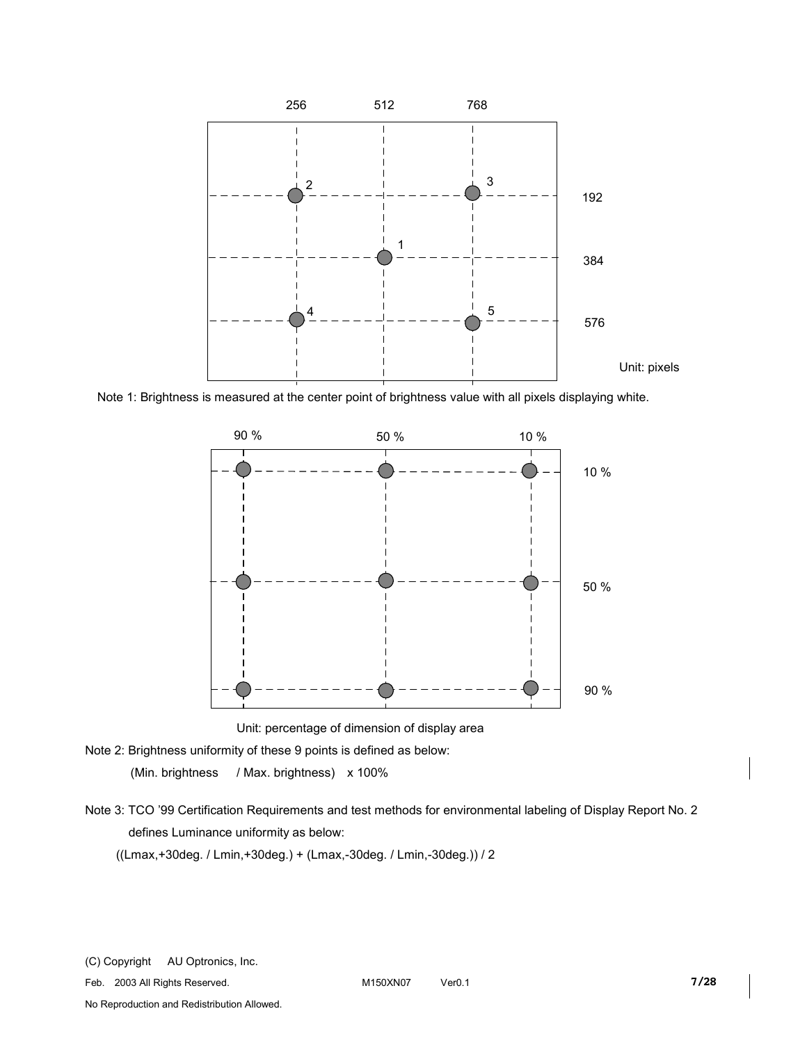256　512　768

192

384

576

Unit: pixels

Note 1: Brightness is measured at the center point of brightness value with all pixels displaying white.

90 %　50 %　10 %

10 %

50 %

90 %

Unit: percentage of dimension of display area

Note 2: Brightness uniformity of these 9 points is defined as below:

(Min. brightness / Max. brightness) x 100%

Note 3: TCO '99 Certification Requirements and test methods for environmental labeling of Display Report No. 2 defines Luminance uniformity as below:

((Lmax,+30deg. / Lmin,+30deg.) + (Lmax,-30deg. / Lmin,-30deg.)) / 2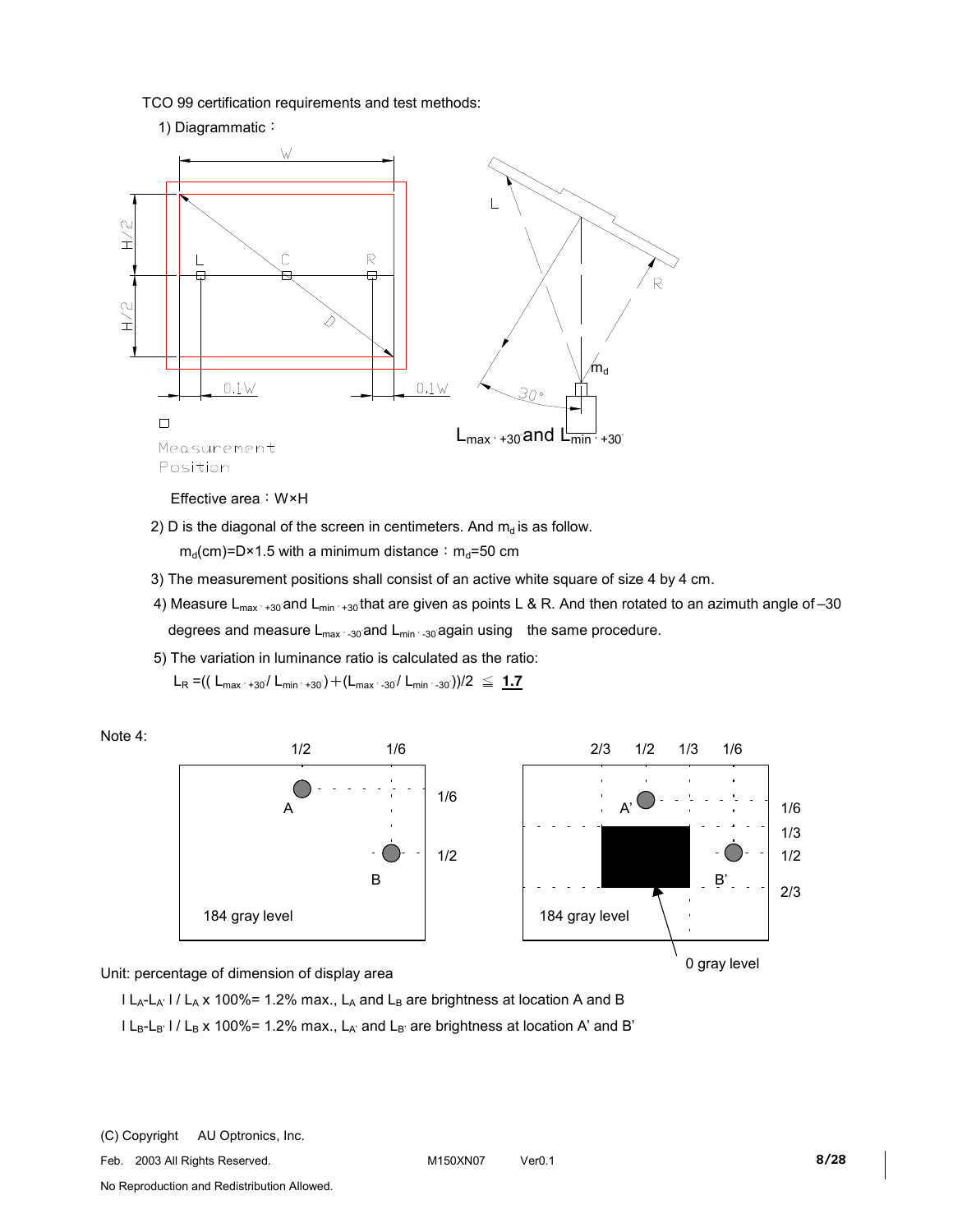TCO 99 certification requirements and test methods:

1) Diagrammatic：

W

H/2

H/2

L C R

D

0.1W 0.1W

L

R

$m_d$

30°

□ Measurement Position

$L_{max,+30}$ and $L_{min,+30}$

Effective area：W×H

2) D is the diagonal of the screen in centimeters. And $m_d$ is as follow.

$m_d$(cm)=D×1.5 with a minimum distance：$m_d$=50 cm

3) The measurement positions shall consist of an active white square of size 4 by 4 cm.

4) Measure $L_{max,+30}$ and $L_{min,+30}$ that are given as points L & R. And then rotated to an azimuth angle of –30 degrees and measure $L_{max,-30}$ and $L_{min,-30}$ again using the same procedure.

5) The variation in luminance ratio is calculated as the ratio:

$L_R = ((L_{max,+30} / L_{min,+30}) + (L_{max,-30} / L_{min,-30}))/2 \leqq$ **1.7**

Note 4:

1/2 1/6

A 1/6

B 1/2

184 gray level

2/3 1/2 1/3 1/6

A' 1/6

1/3

B' 1/2

2/3

184 gray level

0 gray level

Unit: percentage of dimension of display area

$| L_A - L_{A'} | / L_A \times 100\% = 1.2\%$ max., $L_A$ and $L_B$ are brightness at location A and B

$| L_B - L_{B'} | / L_B \times 100\% = 1.2\%$ max., $L_{A'}$ and $L_{B'}$ are brightness at location A' and B'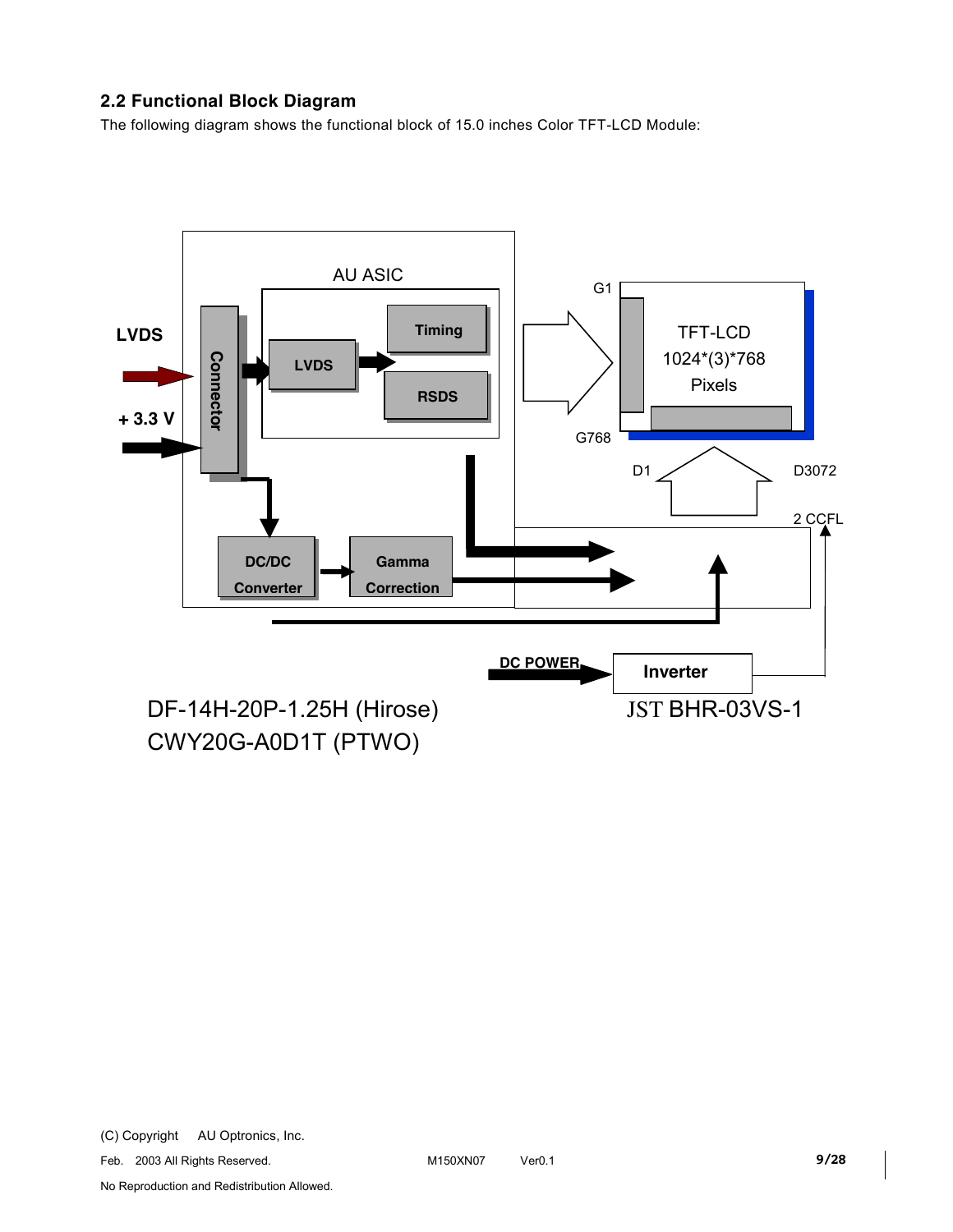## 2.2 Functional Block Diagram

The following diagram shows the functional block of 15.0 inches Color TFT-LCD Module:

AU ASIC

LVDS

Connector

LVDS

Timing

RSDS

+ 3.3 V

DC/DC Converter

Gamma Correction

G1

TFT-LCD
1024*(3)*768
Pixels

G768

D1

D3072

2 CCFL

DC POWER

Inverter

DF-14H-20P-1.25H (Hirose)
CWY20G-A0D1T (PTWO)

JST BHR-03VS-1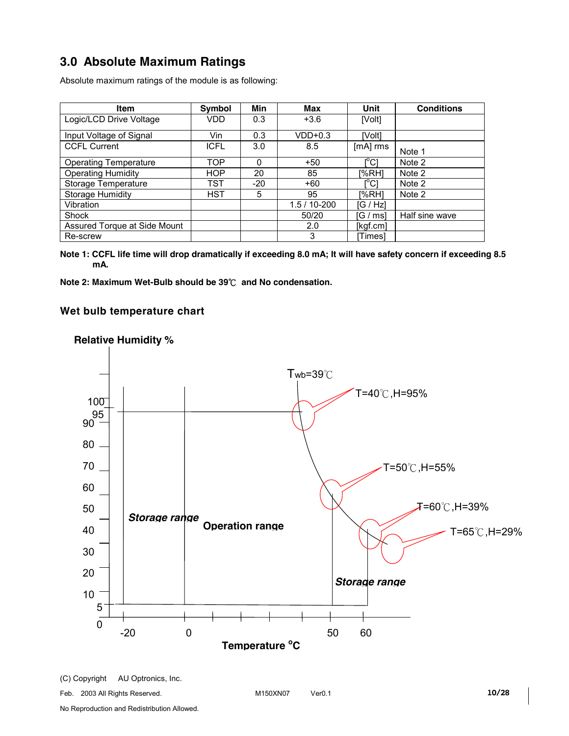## 3.0 Absolute Maximum Ratings

Absolute maximum ratings of the module is as following:

| Item | Symbol | Min | Max | Unit | Conditions |
|---|---|---|---|---|---|
| Logic/LCD Drive Voltage | VDD | 0.3 | +3.6 | [Volt] | |
| Input Voltage of Signal | Vin | 0.3 | VDD+0.3 | [Volt] | |
| CCFL Current | ICFL | 3.0 | 8.5 | [mA] rms | Note 1 |
| Operating Temperature | TOP | 0 | +50 | [°C] | Note 2 |
| Operating Humidity | HOP | 20 | 85 | [%RH] | Note 2 |
| Storage Temperature | TST | -20 | +60 | [°C] | Note 2 |
| Storage Humidity | HST | 5 | 95 | [%RH] | Note 2 |
| Vibration | | | 1.5 / 10-200 | [G / Hz] | |
| Shock | | | 50/20 | [G / ms] | Half sine wave |
| Assured Torque at Side Mount | | | 2.0 | [kgf.cm] | |
| Re-screw | | | 3 | [Times] | |

**Note 1: CCFL life time will drop dramatically if exceeding 8.0 mA; It will have safety concern if exceeding 8.5 mA.**

**Note 2: Maximum Wet-Bulb should be 39℃ and No condensation.**

### Wet bulb temperature chart

Relative Humidity %

$T_{wb}$=39℃

T=40℃,H=95%

T=50℃,H=55%

T=60℃,H=39%

T=65℃,H=29%

*Storage range*

**Operation range**

*Storage range*

Temperature °C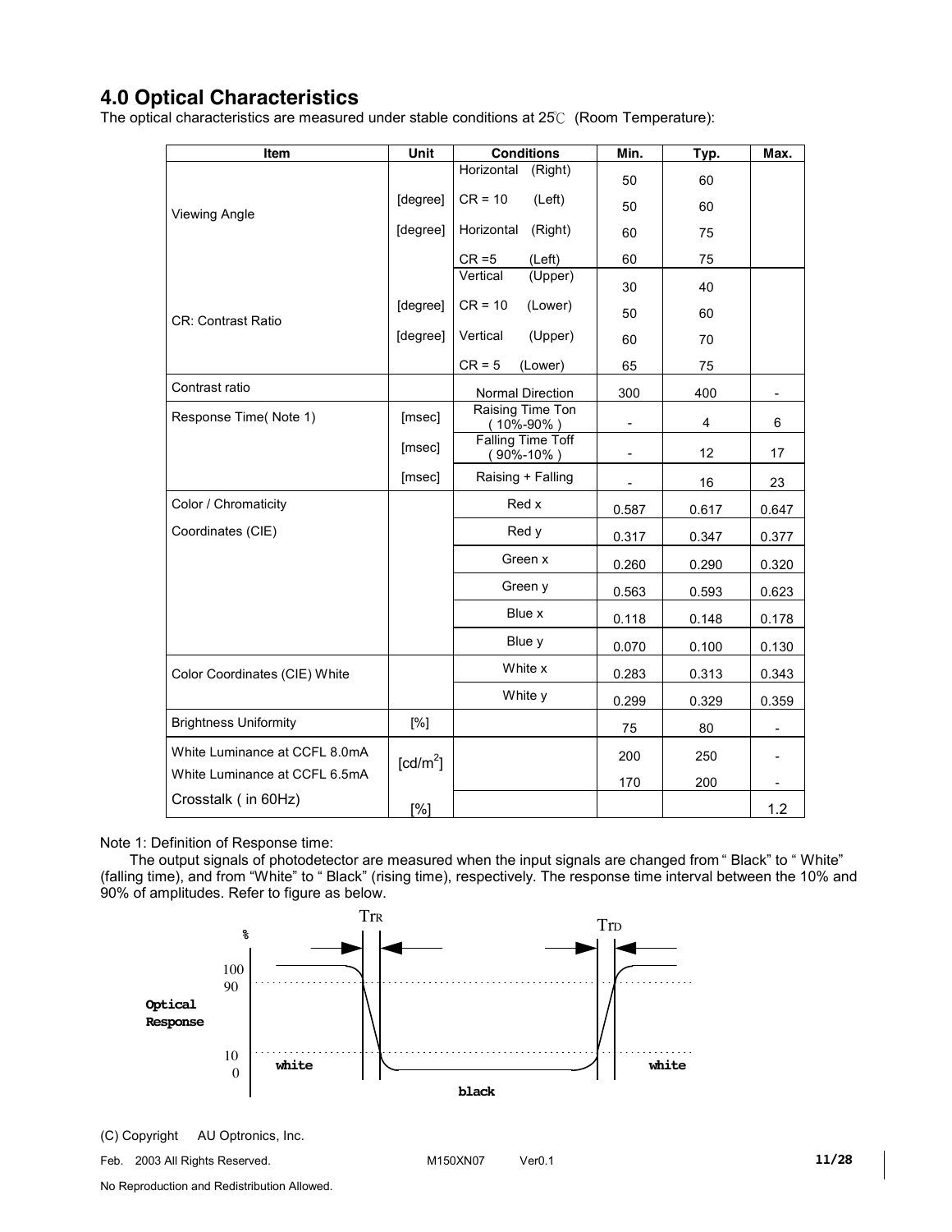## 4.0 Optical Characteristics

The optical characteristics are measured under stable conditions at 25℃ (Room Temperature):

| Item | Unit | Conditions | Min. | Typ. | Max. |
|---|---|---|---|---|---|
| Viewing Angle | [degree] | Horizontal (Right) CR = 10 | 50 | 60 | |
| | | (Left) | 50 | 60 | |
| | [degree] | Horizontal (Right) CR = 5 | 60 | 75 | |
| | | (Left) | 60 | 75 | |
| CR: Contrast Ratio | [degree] | Vertical (Upper) CR = 10 | 30 | 40 | |
| | | (Lower) | 50 | 60 | |
| | [degree] | Vertical (Upper) CR = 5 | 60 | 70 | |
| | | (Lower) | 65 | 75 | |
| Contrast ratio | | Normal Direction | 300 | 400 | - |
| Response Time( Note 1) | [msec] | Raising Time Ton ( 10%-90% ) | - | 4 | 6 |
| | [msec] | Falling Time Toff ( 90%-10% ) | - | 12 | 17 |
| | [msec] | Raising + Falling | - | 16 | 23 |
| Color / Chromaticity Coordinates (CIE) | | Red x | 0.587 | 0.617 | 0.647 |
| | | Red y | 0.317 | 0.347 | 0.377 |
| | | Green x | 0.260 | 0.290 | 0.320 |
| | | Green y | 0.563 | 0.593 | 0.623 |
| | | Blue x | 0.118 | 0.148 | 0.178 |
| | | Blue y | 0.070 | 0.100 | 0.130 |
| Color Coordinates (CIE) White | | White x | 0.283 | 0.313 | 0.343 |
| | | White y | 0.299 | 0.329 | 0.359 |
| Brightness Uniformity | [%] | | 75 | 80 | - |
| White Luminance at CCFL 8.0mA | [cd/m$^2$] | | 200 | 250 | - |
| White Luminance at CCFL 6.5mA | | | 170 | 200 | - |
| Crosstalk ( in 60Hz) | [%] | | | | 1.2 |

Note 1: Definition of Response time:

The output signals of photodetector are measured when the input signals are changed from " Black" to " White" (falling time), and from "White" to " Black" (rising time), respectively. The response time interval between the 10% and 90% of amplitudes. Refer to figure as below.

TrR TrD

%

100
90

Optical Response

10
0

white black white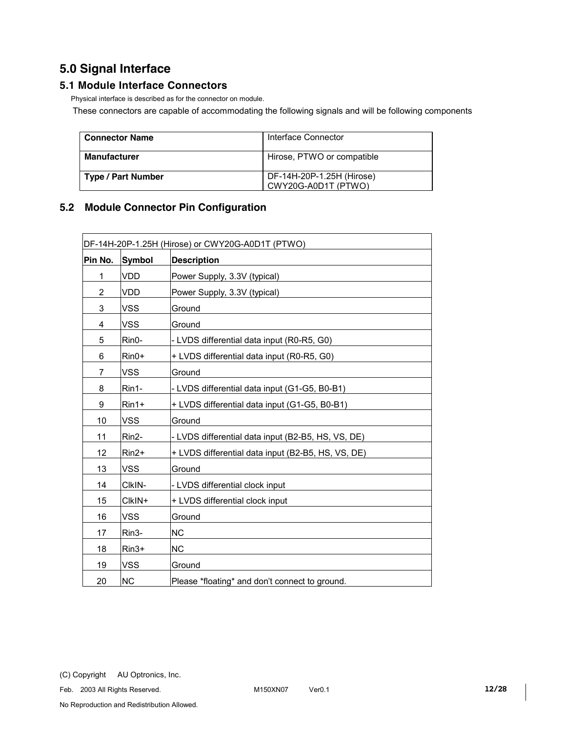# 5.0 Signal Interface

## 5.1 Module Interface Connectors

Physical interface is described as for the connector on module.

These connectors are capable of accommodating the following signals and will be following components

| Connector Name | Interface Connector |
|---|---|
| **Manufacturer** | Hirose, PTWO or compatible |
| **Type / Part Number** | DF-14H-20P-1.25H (Hirose)<br>CWY20G-A0D1T (PTWO) |

## 5.2 Module Connector Pin Configuration

| DF-14H-20P-1.25H (Hirose) or CWY20G-A0D1T (PTWO) | | |
|---|---|---|
| **Pin No.** | **Symbol** | **Description** |
| 1 | VDD | Power Supply, 3.3V (typical) |
| 2 | VDD | Power Supply, 3.3V (typical) |
| 3 | VSS | Ground |
| 4 | VSS | Ground |
| 5 | Rin0- | - LVDS differential data input (R0-R5, G0) |
| 6 | Rin0+ | + LVDS differential data input (R0-R5, G0) |
| 7 | VSS | Ground |
| 8 | Rin1- | - LVDS differential data input (G1-G5, B0-B1) |
| 9 | Rin1+ | + LVDS differential data input (G1-G5, B0-B1) |
| 10 | VSS | Ground |
| 11 | Rin2- | - LVDS differential data input (B2-B5, HS, VS, DE) |
| 12 | Rin2+ | + LVDS differential data input (B2-B5, HS, VS, DE) |
| 13 | VSS | Ground |
| 14 | ClkIN- | - LVDS differential clock input |
| 15 | ClkIN+ | + LVDS differential clock input |
| 16 | VSS | Ground |
| 17 | Rin3- | NC |
| 18 | Rin3+ | NC |
| 19 | VSS | Ground |
| 20 | NC | Please *floating* and don't connect to ground. |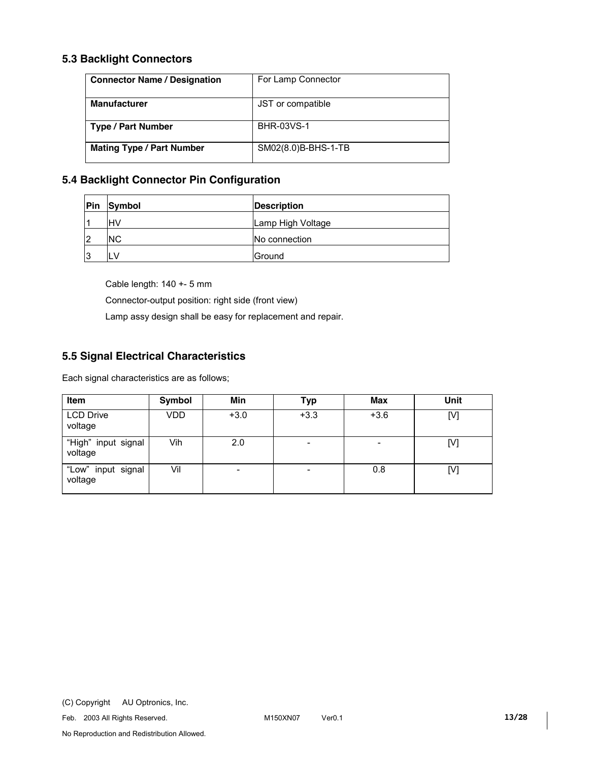### 5.3 Backlight Connectors

| Connector Name / Designation | For Lamp Connector |
|---|---|
| **Manufacturer** | JST or compatible |
| **Type / Part Number** | BHR-03VS-1 |
| **Mating Type / Part Number** | SM02(8.0)B-BHS-1-TB |

### 5.4 Backlight Connector Pin Configuration

| Pin | Symbol | Description |
|---|---|---|
| 1 | HV | Lamp High Voltage |
| 2 | NC | No connection |
| 3 | LV | Ground |

Cable length: 140 +- 5 mm

Connector-output position: right side (front view)

Lamp assy design shall be easy for replacement and repair.

### 5.5 Signal Electrical Characteristics

Each signal characteristics are as follows;

| Item | Symbol | Min | Typ | Max | Unit |
|---|---|---|---|---|---|
| LCD Drive voltage | VDD | +3.0 | +3.3 | +3.6 | [V] |
| "High" input signal voltage | Vih | 2.0 | - | - | [V] |
| "Low" input signal voltage | Vil | - | - | 0.8 | [V] |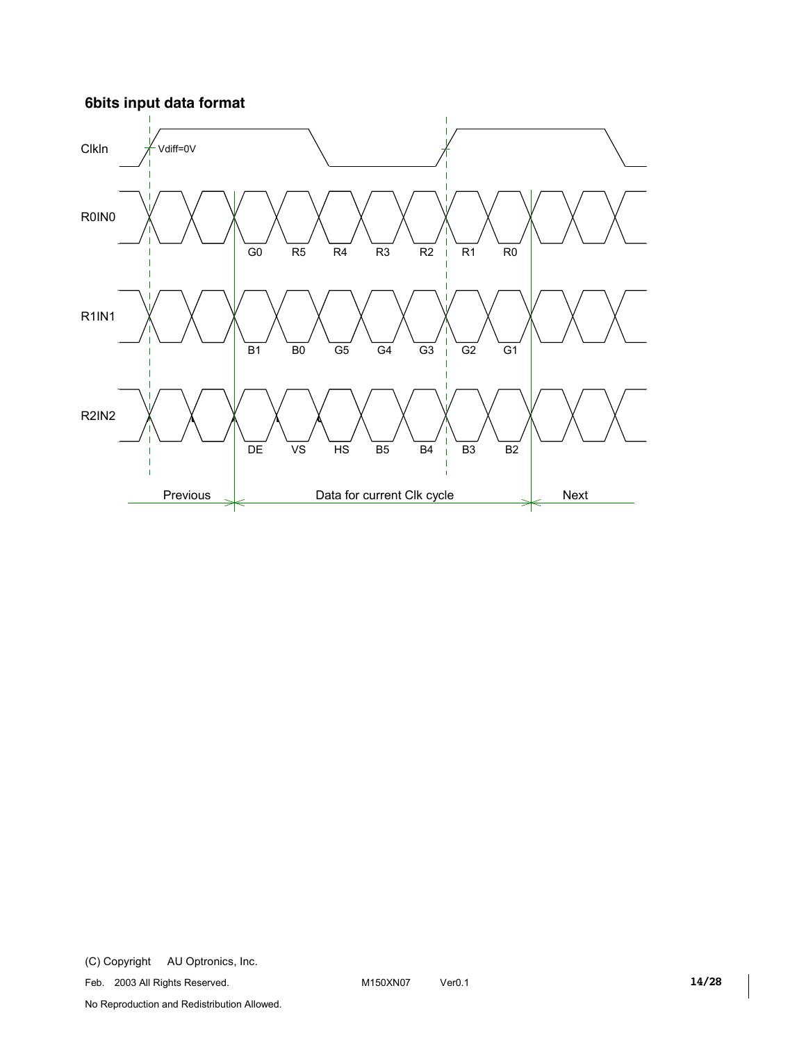### 6bits input data format

ClkIn

Vdiff=0V

R0IN0

G0 R5 R4 R3 R2 R1 R0

R1IN1

B1 B0 G5 G4 G3 G2 G1

R2IN2

DE VS HS B5 B4 B3 B2

Previous | Data for current Clk cycle | Next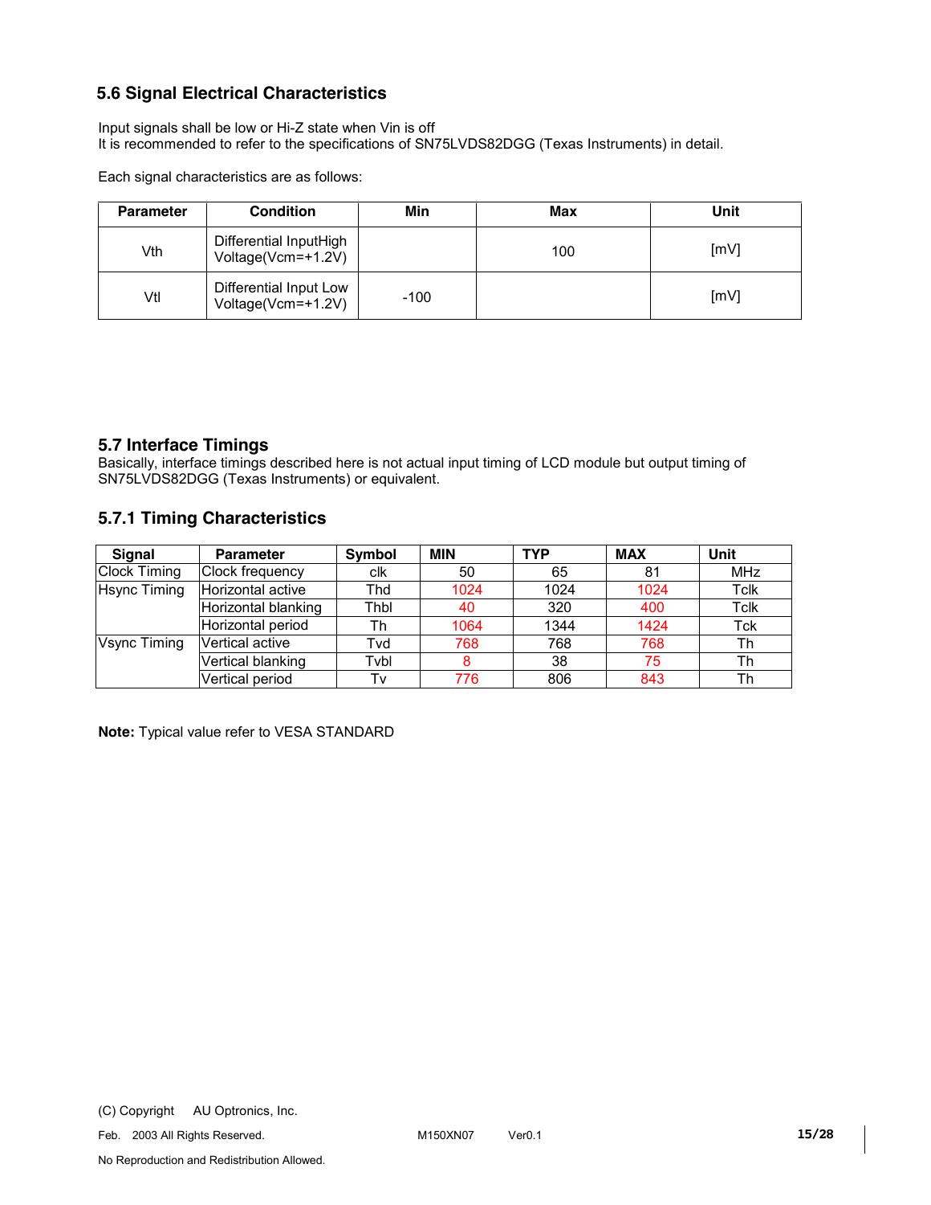## 5.6 Signal Electrical Characteristics

Input signals shall be low or Hi-Z state when Vin is off
It is recommended to refer to the specifications of SN75LVDS82DGG (Texas Instruments) in detail.

Each signal characteristics are as follows:

| Parameter | Condition | Min | Max | Unit |
|---|---|---|---|---|
| Vth | Differential InputHigh Voltage(Vcm=+1.2V) | | 100 | [mV] |
| Vtl | Differential Input Low Voltage(Vcm=+1.2V) | -100 | | [mV] |

## 5.7 Interface Timings

Basically, interface timings described here is not actual input timing of LCD module but output timing of SN75LVDS82DGG (Texas Instruments) or equivalent.

### 5.7.1 Timing Characteristics

| Signal | Parameter | Symbol | MIN | TYP | MAX | Unit |
|---|---|---|---|---|---|---|
| Clock Timing | Clock frequency | clk | 50 | 65 | 81 | MHz |
| Hsync Timing | Horizontal active | Thd | 1024 | 1024 | 1024 | Tclk |
| | Horizontal blanking | Thbl | 40 | 320 | 400 | Tclk |
| | Horizontal period | Th | 1064 | 1344 | 1424 | Tck |
| Vsync Timing | Vertical active | Tvd | 768 | 768 | 768 | Th |
| | Vertical blanking | Tvbl | 8 | 38 | 75 | Th |
| | Vertical period | Tv | 776 | 806 | 843 | Th |

**Note:** Typical value refer to VESA STANDARD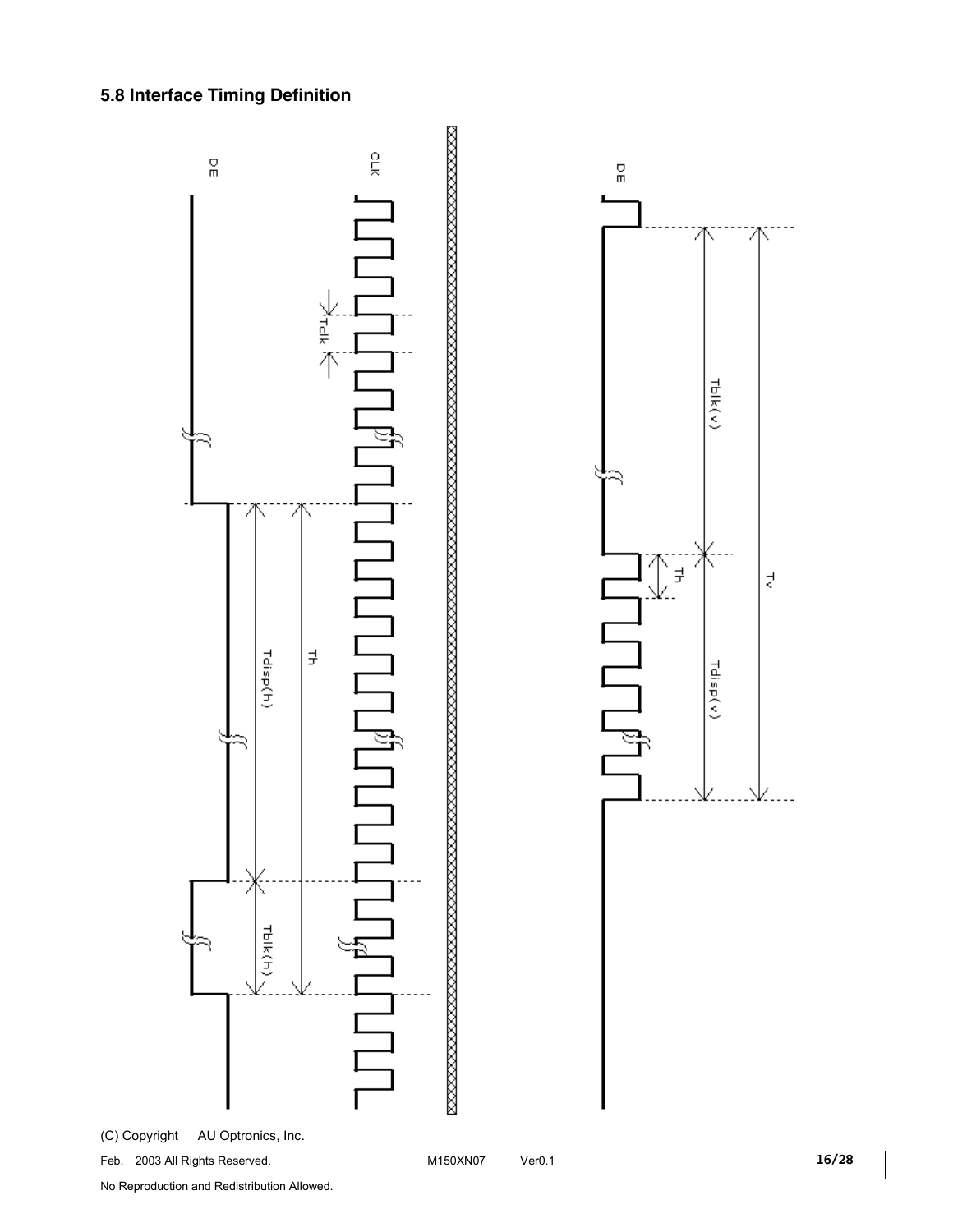## 5.8 Interface Timing Definition

DE

CLK

Tclk

Tdisp(h)

Th

Tblk(h)

DE

Tblk(v)

Th

Tv

Tdisp(v)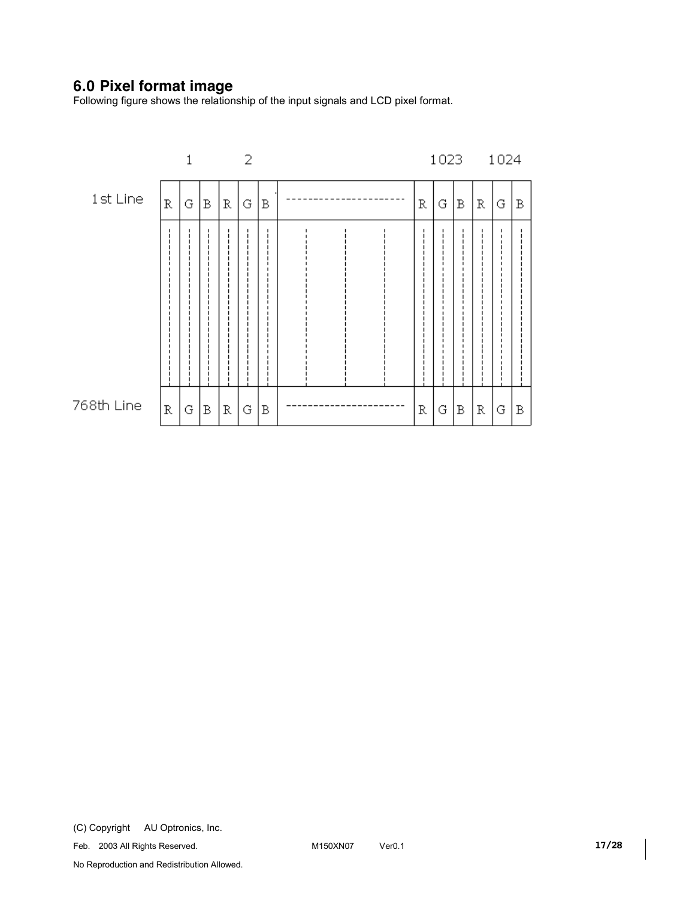## 6.0 Pixel format image

Following figure shows the relationship of the input signals and LCD pixel format.

| | 1 | | | 2 | | | | 1023 | | | 1024 | | |
|---|---|---|---|---|---|---|---|---|---|---|---|---|---|
| 1st Line | R | G | B | R | G | B | ---------------------- | R | G | B | R | G | B |
| ⋮ | ⋮ | ⋮ | ⋮ | ⋮ | ⋮ | ⋮ | ⋮ | ⋮ | ⋮ | ⋮ | ⋮ | ⋮ | ⋮ |
| 768th Line | R | G | B | R | G | B | ---------------------- | R | G | B | R | G | B |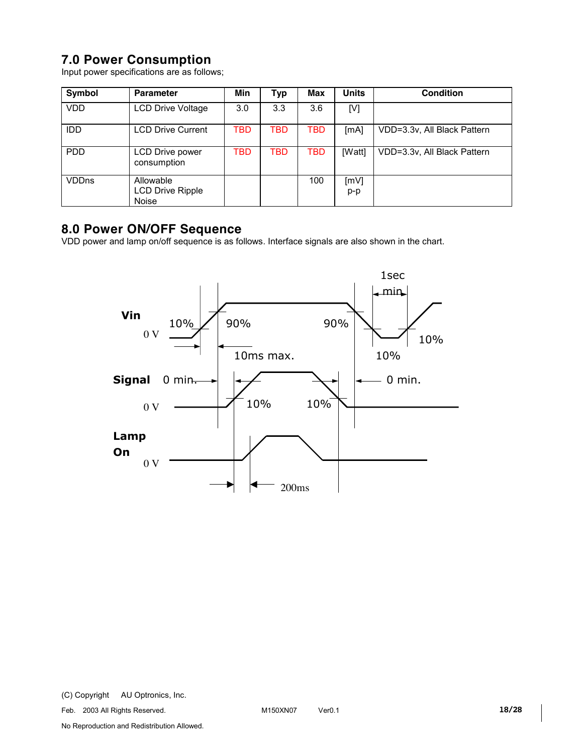## 7.0 Power Consumption

Input power specifications are as follows;

| Symbol | Parameter | Min | Typ | Max | Units | Condition |
|---|---|---|---|---|---|---|
| VDD | LCD Drive Voltage | 3.0 | 3.3 | 3.6 | [V] | |
| IDD | LCD Drive Current | TBD | TBD | TBD | [mA] | VDD=3.3v, All Black Pattern |
| PDD | LCD Drive power consumption | TBD | TBD | TBD | [Watt] | VDD=3.3v, All Black Pattern |
| VDDns | Allowable LCD Drive Ripple Noise | | | 100 | [mV] p-p | |

## 8.0 Power ON/OFF Sequence

VDD power and lamp on/off sequence is as follows. Interface signals are also shown in the chart.

Vin
0 V
10%
90%
10ms max.
90%
10%
1sec min
10%

Signal
0 min.
0 V
10%
10%
0 min.

Lamp On
0 V
200ms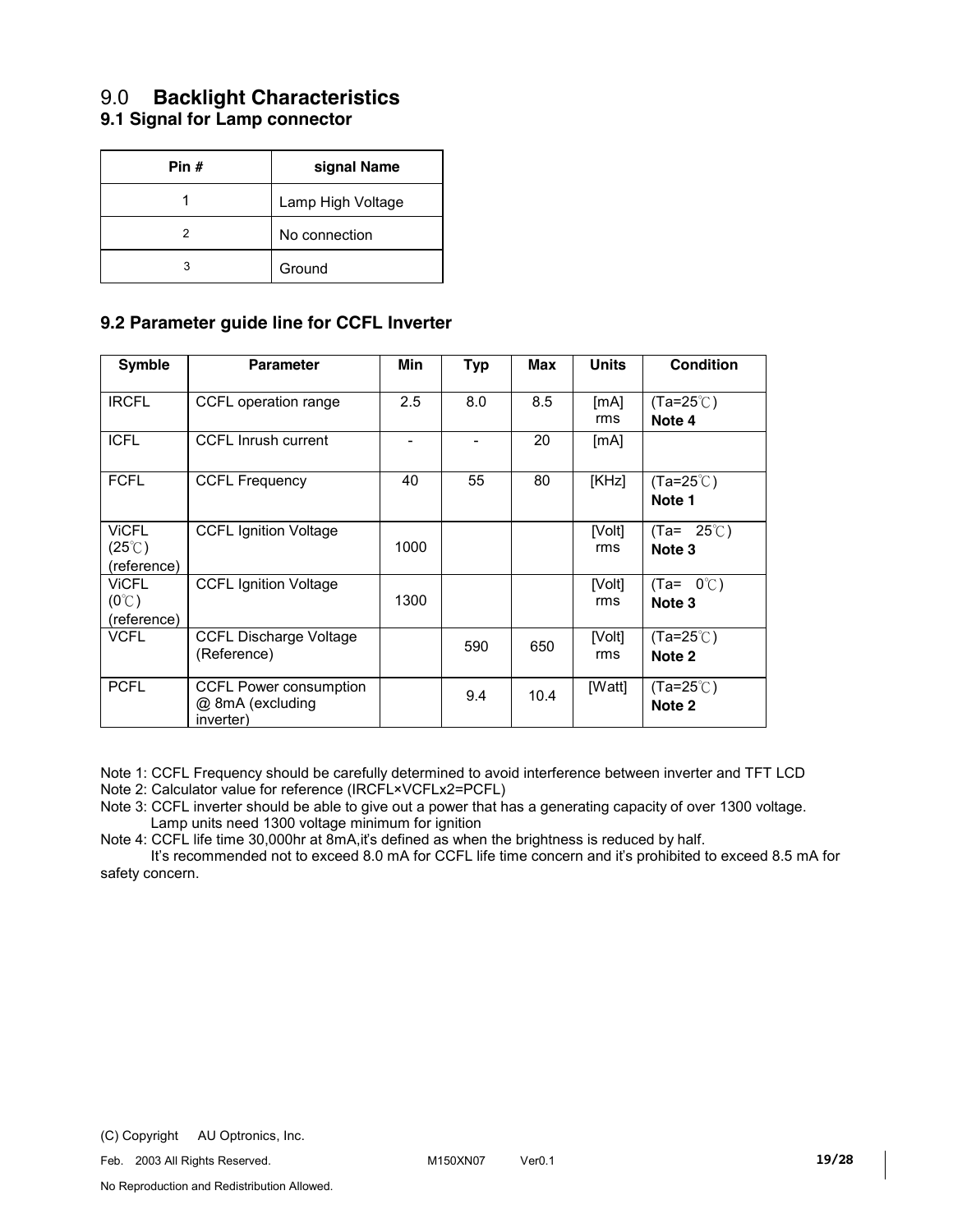# 9.0 **Backlight Characteristics**

## 9.1 Signal for Lamp connector

| Pin # | signal Name |
|---|---|
| 1 | Lamp High Voltage |
| 2 | No connection |
| 3 | Ground |

## 9.2 Parameter guide line for CCFL Inverter

| Symble | Parameter | Min | Typ | Max | Units | Condition |
|---|---|---|---|---|---|---|
| IRCFL | CCFL operation range | 2.5 | 8.0 | 8.5 | [mA] rms | (Ta=25℃) **Note 4** |
| ICFL | CCFL Inrush current | - | - | 20 | [mA] | |
| FCFL | CCFL Frequency | 40 | 55 | 80 | [KHz] | (Ta=25℃) **Note 1** |
| ViCFL (25℃) (reference) | CCFL Ignition Voltage | 1000 | | | [Volt] rms | (Ta= 25℃) **Note 3** |
| ViCFL (0℃) (reference) | CCFL Ignition Voltage | 1300 | | | [Volt] rms | (Ta= 0℃) **Note 3** |
| VCFL | CCFL Discharge Voltage (Reference) | | 590 | 650 | [Volt] rms | (Ta=25℃) **Note 2** |
| PCFL | CCFL Power consumption @ 8mA (excluding inverter) | | 9.4 | 10.4 | [Watt] | (Ta=25℃) **Note 2** |

Note 1: CCFL Frequency should be carefully determined to avoid interference between inverter and TFT LCD

Note 2: Calculator value for reference (IRCFL×VCFLx2=PCFL)

Note 3: CCFL inverter should be able to give out a power that has a generating capacity of over 1300 voltage. Lamp units need 1300 voltage minimum for ignition

Note 4: CCFL life time 30,000hr at 8mA,it's defined as when the brightness is reduced by half. It's recommended not to exceed 8.0 mA for CCFL life time concern and it's prohibited to exceed 8.5 mA for safety concern.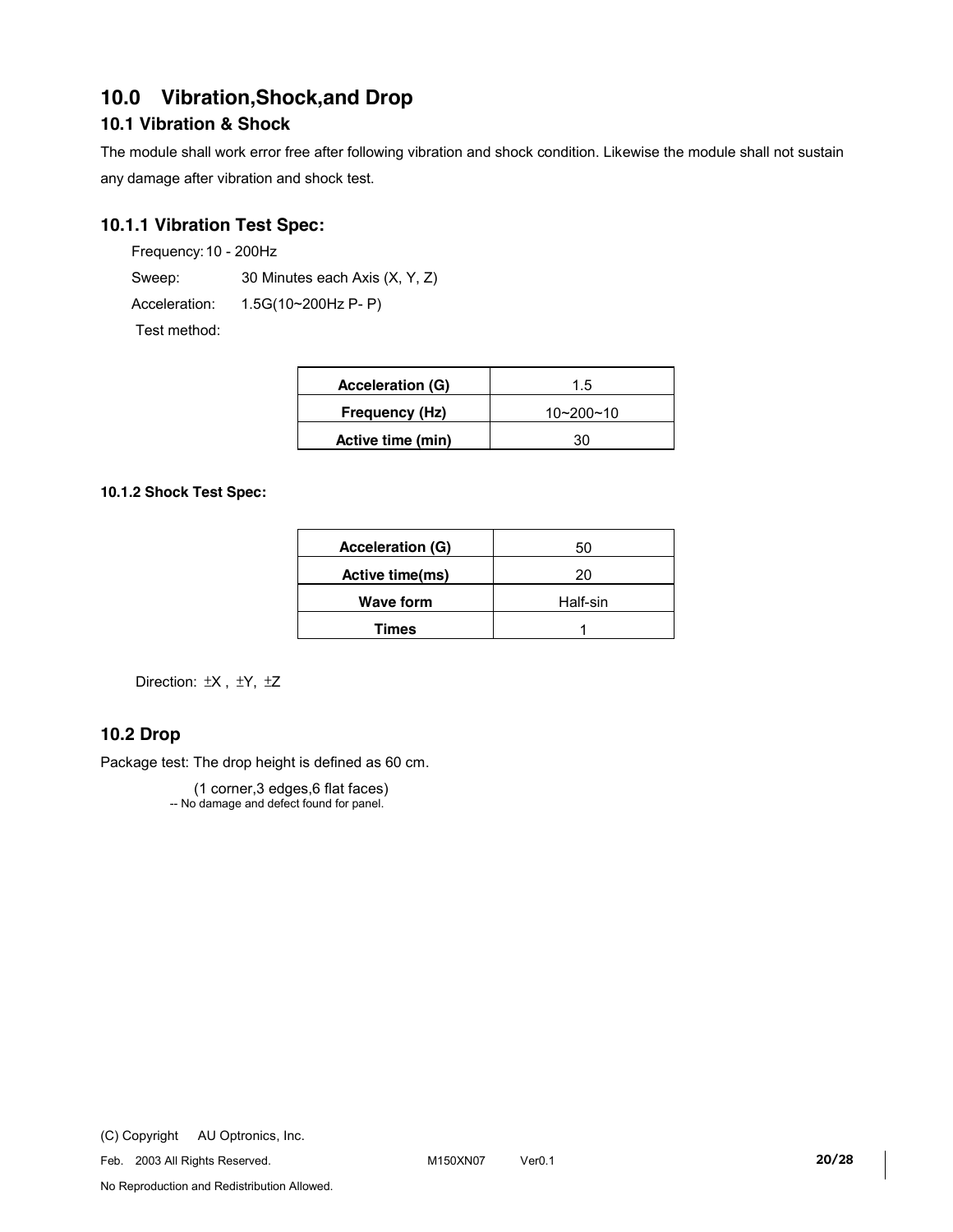# 10.0 Vibration,Shock,and Drop

## 10.1 Vibration & Shock

The module shall work error free after following vibration and shock condition. Likewise the module shall not sustain any damage after vibration and shock test.

### 10.1.1 Vibration Test Spec:

Frequency: 10 - 200Hz

Sweep: 30 Minutes each Axis (X, Y, Z)

Acceleration: 1.5G(10~200Hz P- P)

Test method:

| Acceleration (G) | 1.5 |
|---|---|
| Frequency (Hz) | 10~200~10 |
| Active time (min) | 30 |

#### 10.1.2 Shock Test Spec:

| Acceleration (G) | 50 |
|---|---|
| Active time(ms) | 20 |
| Wave form | Half-sin |
| Times | 1 |

Direction: ±X , ±Y, ±Z

## 10.2 Drop

Package test: The drop height is defined as 60 cm.

(1 corner,3 edges,6 flat faces)

-- No damage and defect found for panel.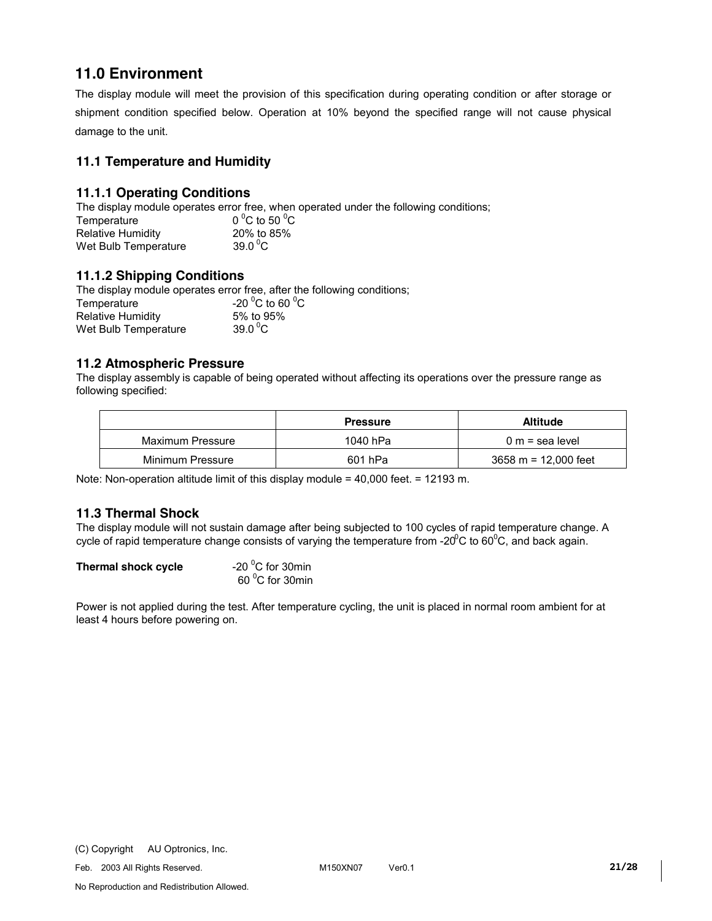## 11.0 Environment

The display module will meet the provision of this specification during operating condition or after storage or shipment condition specified below. Operation at 10% beyond the specified range will not cause physical damage to the unit.

### 11.1 Temperature and Humidity

#### 11.1.1 Operating Conditions

The display module operates error free, when operated under the following conditions;

Temperature $0\,^0C$ to $50\,^0C$
Relative Humidity 20% to 85%
Wet Bulb Temperature $39.0\,^0C$

#### 11.1.2 Shipping Conditions

The display module operates error free, after the following conditions;

Temperature $-20\,^0C$ to $60\,^0C$
Relative Humidity 5% to 95%
Wet Bulb Temperature $39.0\,^0C$

### 11.2 Atmospheric Pressure

The display assembly is capable of being operated without affecting its operations over the pressure range as following specified:

| | Pressure | Altitude |
|---|---|---|
| Maximum Pressure | 1040 hPa | 0 m = sea level |
| Minimum Pressure | 601 hPa | 3658 m = 12,000 feet |

Note: Non-operation altitude limit of this display module = 40,000 feet. = 12193 m.

### 11.3 Thermal Shock

The display module will not sustain damage after being subjected to 100 cycles of rapid temperature change. A cycle of rapid temperature change consists of varying the temperature from $-20^0C$ to $60^0C$, and back again.

**Thermal shock cycle** $-20\,^0C$ for 30min
$60\,^0C$ for 30min

Power is not applied during the test. After temperature cycling, the unit is placed in normal room ambient for at least 4 hours before powering on.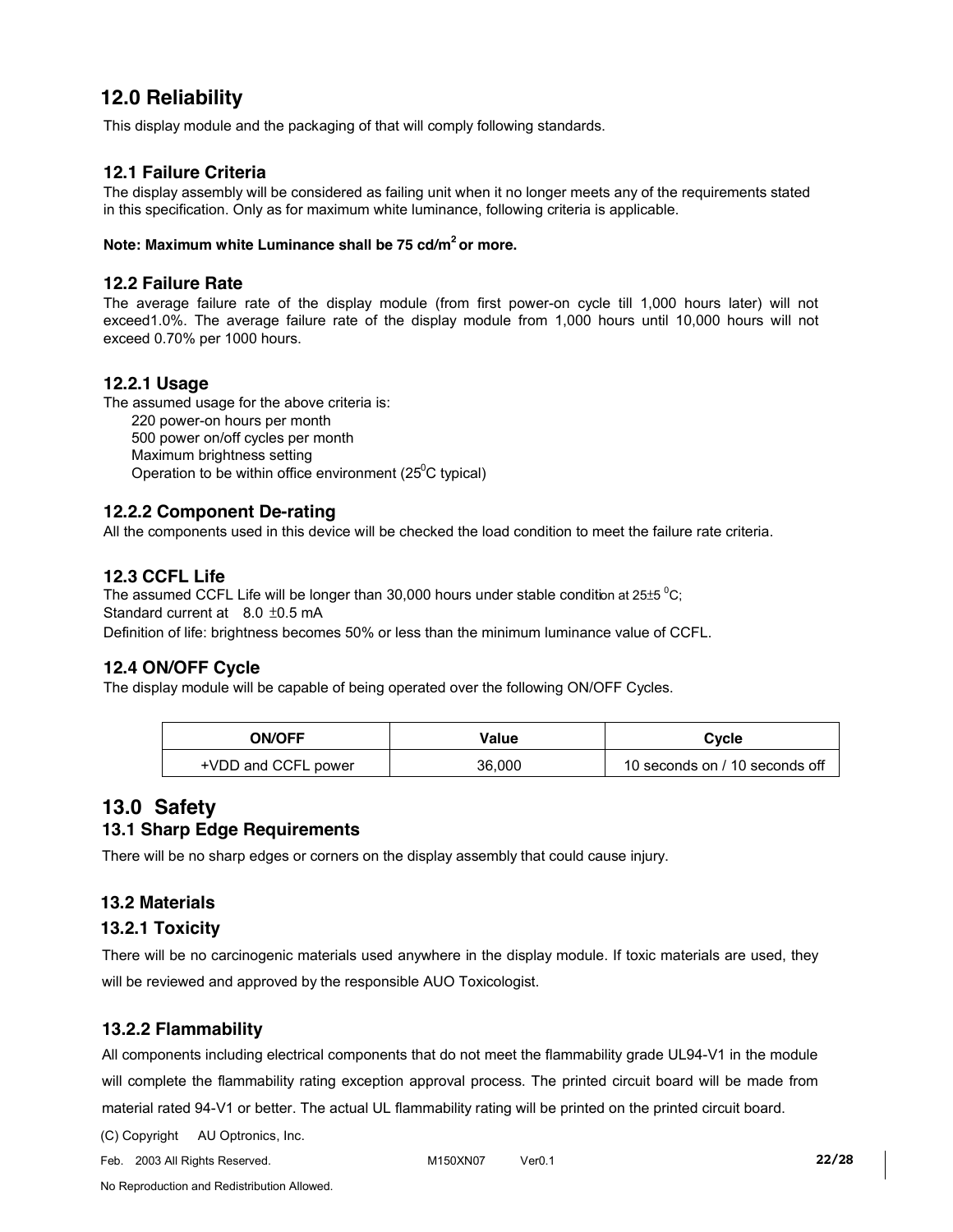## 12.0 Reliability

This display module and the packaging of that will comply following standards.

### 12.1 Failure Criteria

The display assembly will be considered as failing unit when it no longer meets any of the requirements stated in this specification. Only as for maximum white luminance, following criteria is applicable.

**Note: Maximum white Luminance shall be 75 cd/$m^2$ or more.**

### 12.2 Failure Rate

The average failure rate of the display module (from first power-on cycle till 1,000 hours later) will not exceed1.0%. The average failure rate of the display module from 1,000 hours until 10,000 hours will not exceed 0.70% per 1000 hours.

#### 12.2.1 Usage

The assumed usage for the above criteria is:

220 power-on hours per month
500 power on/off cycles per month
Maximum brightness setting
Operation to be within office environment ($25^0$C typical)

#### 12.2.2 Component De-rating

All the components used in this device will be checked the load condition to meet the failure rate criteria.

### 12.3 CCFL Life

The assumed CCFL Life will be longer than 30,000 hours under stable condition at 25±5 $^0$C;
Standard current at 8.0 ±0.5 mA
Definition of life: brightness becomes 50% or less than the minimum luminance value of CCFL.

### 12.4 ON/OFF Cycle

The display module will be capable of being operated over the following ON/OFF Cycles.

| ON/OFF | Value | Cycle |
|---|---|---|
| +VDD and CCFL power | 36,000 | 10 seconds on / 10 seconds off |

## 13.0 Safety

### 13.1 Sharp Edge Requirements

There will be no sharp edges or corners on the display assembly that could cause injury.

### 13.2 Materials

#### 13.2.1 Toxicity

There will be no carcinogenic materials used anywhere in the display module. If toxic materials are used, they will be reviewed and approved by the responsible AUO Toxicologist.

#### 13.2.2 Flammability

All components including electrical components that do not meet the flammability grade UL94-V1 in the module will complete the flammability rating exception approval process. The printed circuit board will be made from material rated 94-V1 or better. The actual UL flammability rating will be printed on the printed circuit board.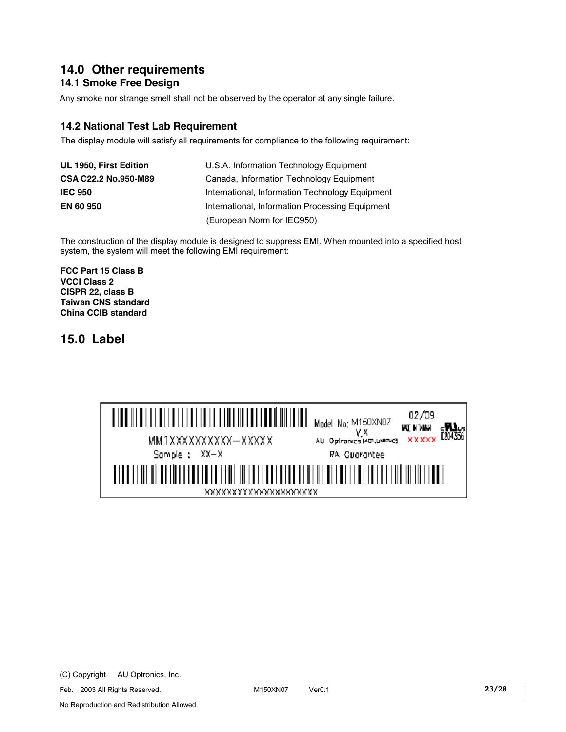## 14.0 Other requirements

### 14.1 Smoke Free Design

Any smoke nor strange smell shall not be observed by the operator at any single failure.

### 14.2 National Test Lab Requirement

The display module will satisfy all requirements for compliance to the following requirement:

| | |
|---|---|
| **UL 1950, First Edition** | U.S.A. Information Technology Equipment |
| **CSA C22.2 No.950-M89** | Canada, Information Technology Equipment |
| **IEC 950** | International, Information Technology Equipment |
| **EN 60 950** | International, Information Processing Equipment (European Norm for IEC950) |

The construction of the display module is designed to suppress EMI. When mounted into a specified host system, the system will meet the following EMI requirement:

**FCC Part 15 Class B**
**VCCI Class 2**
**CISPR 22, class B**
**Taiwan CNS standard**
**China CCIB standard**

## 15.0 Label

MM1XXXXXXXXXX–XXXXX

Sample : XX–X

Model No: M150XN07 V.X

AU Optronics (AOT,UNIPAC)

RA Guarantee

02/09

MADE IN TAIWAN

XXXXX

E204356

XXXXXXXXXXXXXXXXXXXX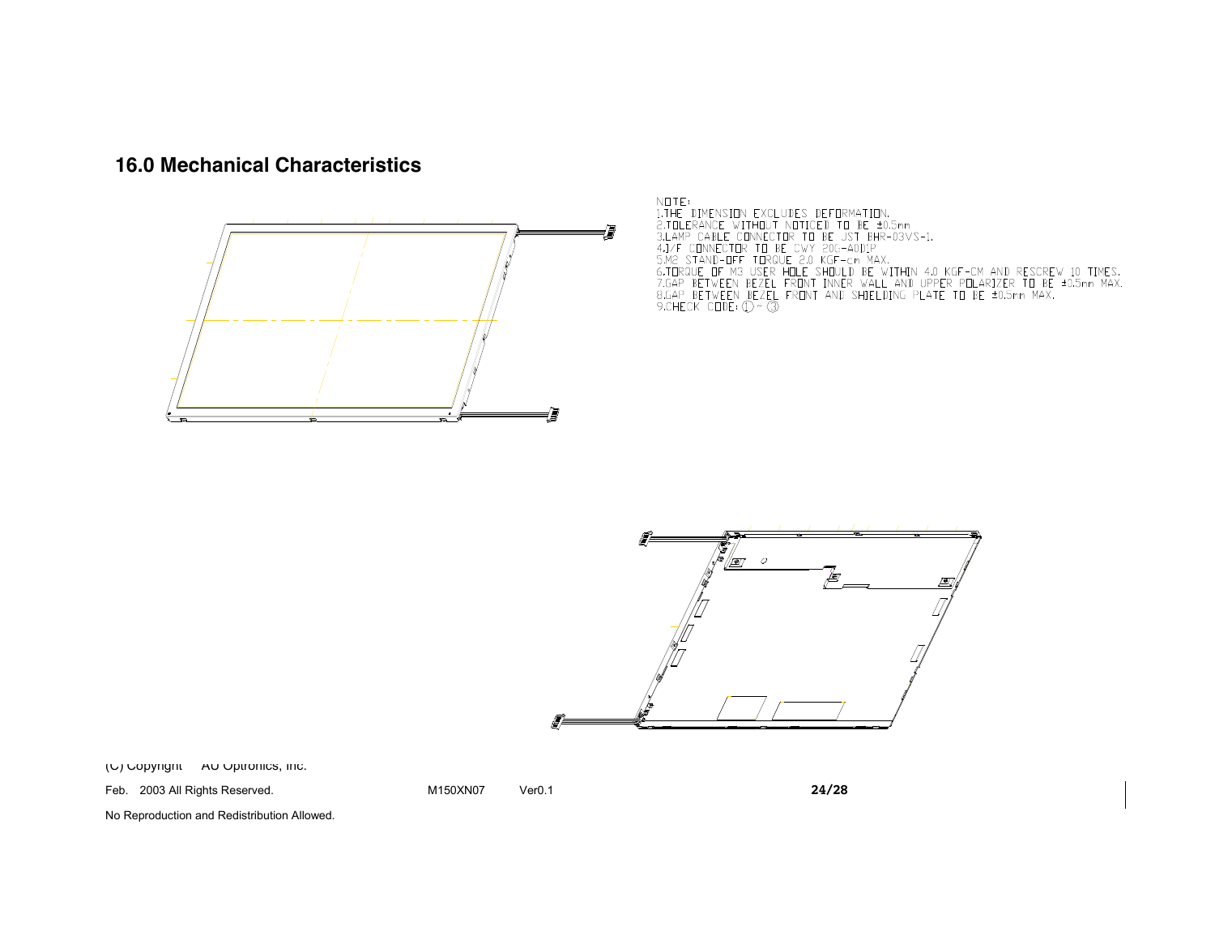# 16.0 Mechanical Characteristics

NOTE:

1. THE DIMENSION EXCLUDES DEFORMATION.
2. TOLERANCE WITHOUT NOTICED TO BE ±0.5mm
3. LAMP CABLE CONNECTOR TO BE JST BHR-03VS-1.
4. I/F CONNECTOR TO BE CWY 20G-A0D1P
5. M2 STAND-OFF TORQUE 2.0 KGF-cm MAX.
6. TORQUE OF M3 USER HOLE SHOULD BE WITHIN 4.0 KGF-CM AND RESCREW 10 TIMES.
7. GAP BETWEEN BEZEL FRONT INNER WALL AND UPPER POLARIZER TO BE ±0.5mm MAX.
8. GAP BETWEEN BEZEL FRONT AND SHIELDING PLATE TO BE ±0.5mm MAX.
9. CHECK CODE: ①~③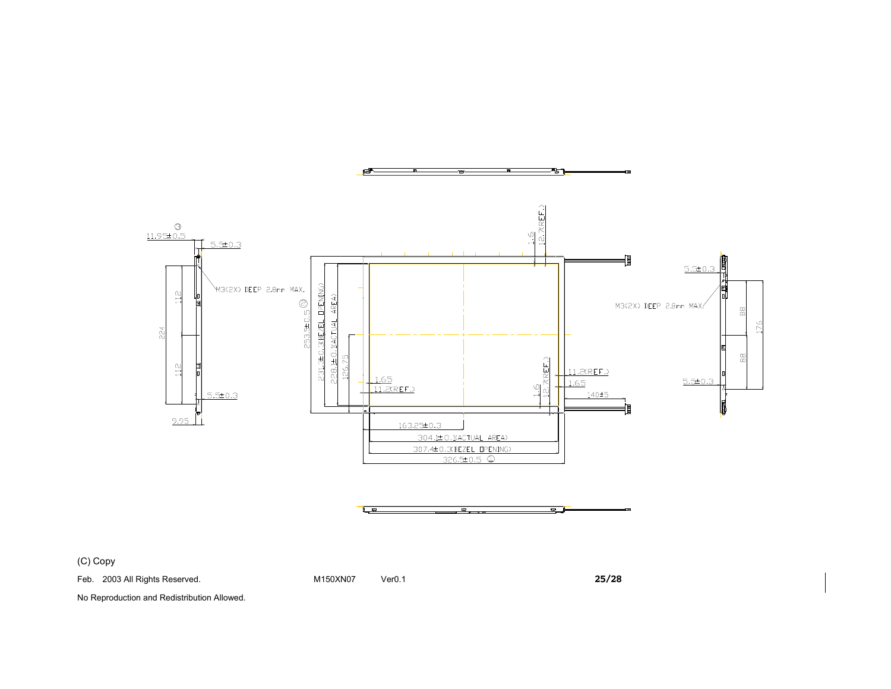11.95±0.5

5.5±0.3

M3(2X) DEEP 2.8mm MAX.

112

224

112

5.5±0.3

9.95

253.5±0.5

231.3±0.3(BEZEL OPENING)

228.1±0.1(ACTUAL AREA)

126.75

1.6

12.7(REF.)

1.65

11.2(REF.)

1.6

12.7(REF.)

11.2(REF.)

1.65

140±5

163.25±0.3

304.1±0.1(ACTUAL AREA)

307.4±0.3(BEZEL OPENING)

326.5±0.5

5.5±0.3

M3(2X) DEEP 2.8mm MAX.

88

176

88

5.5±0.3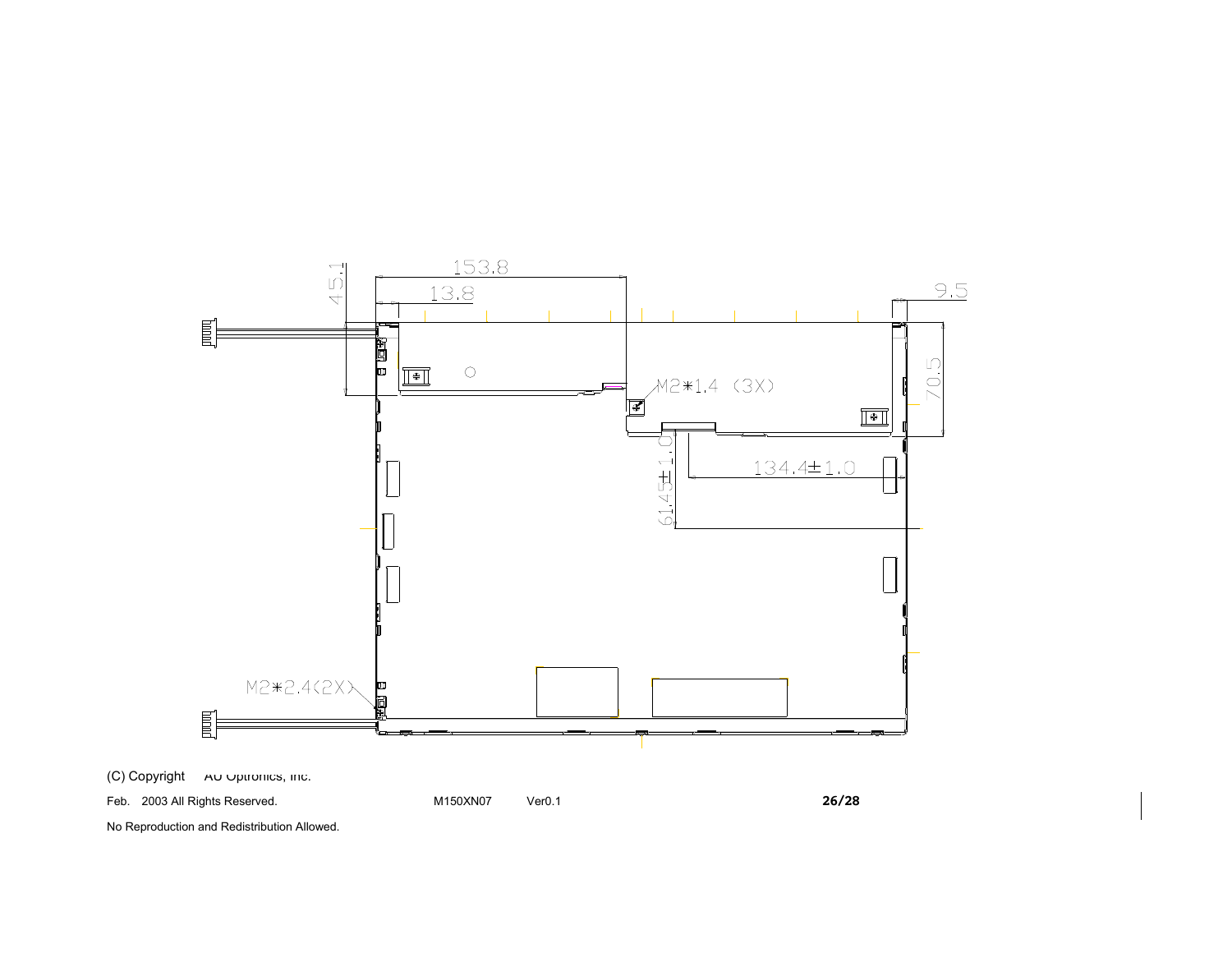153.8

13.8

9.5

45.1

70.5

M2*1.4 (3X)

134.4±1.0

61.45±1.0

M2*2.4(2X)

(C) Copyright AU Optronics, Inc.

Feb. 2003 All Rights Reserved. M150XN07 Ver0.1

No Reproduction and Redistribution Allowed.